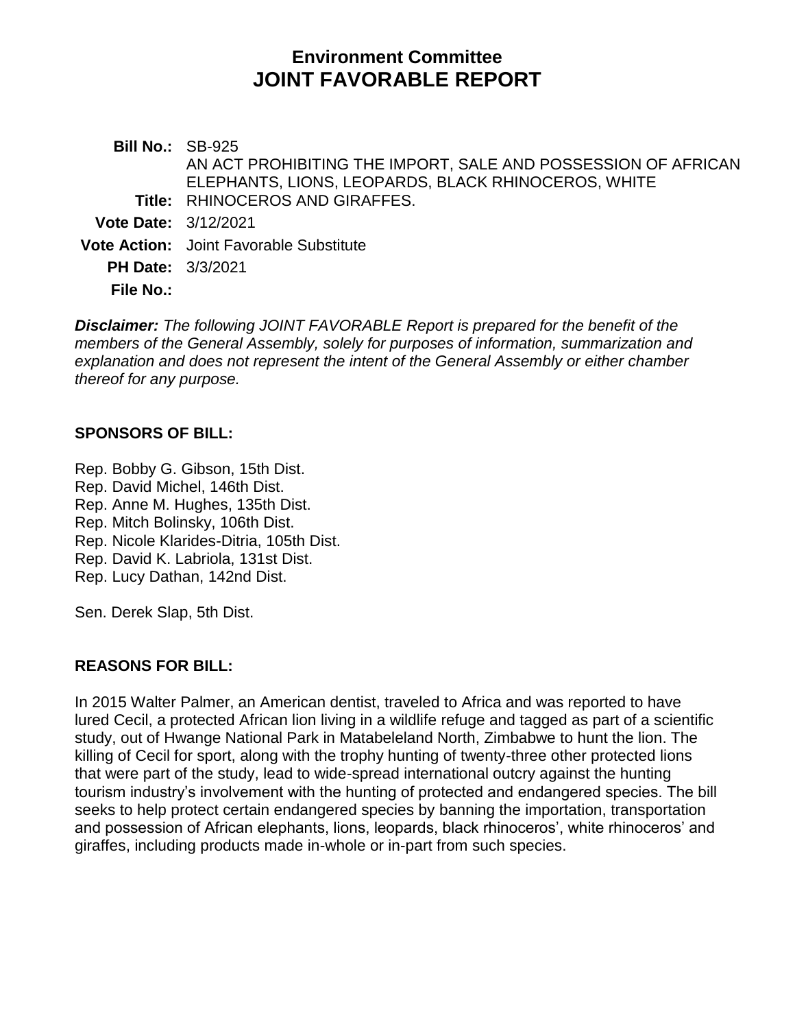# Environment Committee
# JOINT FAVORABLE REPORT

**Bill No.:** SB-925

**Title:** AN ACT PROHIBITING THE IMPORT, SALE AND POSSESSION OF AFRICAN ELEPHANTS, LIONS, LEOPARDS, BLACK RHINOCEROS, WHITE RHINOCEROS AND GIRAFFES.

**Vote Date:** 3/12/2021

**Vote Action:** Joint Favorable Substitute

**PH Date:** 3/3/2021

**File No.:**

***Disclaimer:*** *The following JOINT FAVORABLE Report is prepared for the benefit of the members of the General Assembly, solely for purposes of information, summarization and explanation and does not represent the intent of the General Assembly or either chamber thereof for any purpose.*

## SPONSORS OF BILL:

Rep. Bobby G. Gibson, 15th Dist.
Rep. David Michel, 146th Dist.
Rep. Anne M. Hughes, 135th Dist.
Rep. Mitch Bolinsky, 106th Dist.
Rep. Nicole Klarides-Ditria, 105th Dist.
Rep. David K. Labriola, 131st Dist.
Rep. Lucy Dathan, 142nd Dist.

Sen. Derek Slap, 5th Dist.

## REASONS FOR BILL:

In 2015 Walter Palmer, an American dentist, traveled to Africa and was reported to have lured Cecil, a protected African lion living in a wildlife refuge and tagged as part of a scientific study, out of Hwange National Park in Matabeleland North, Zimbabwe to hunt the lion. The killing of Cecil for sport, along with the trophy hunting of twenty-three other protected lions that were part of the study, lead to wide-spread international outcry against the hunting tourism industry's involvement with the hunting of protected and endangered species. The bill seeks to help protect certain endangered species by banning the importation, transportation and possession of African elephants, lions, leopards, black rhinoceros', white rhinoceros' and giraffes, including products made in-whole or in-part from such species.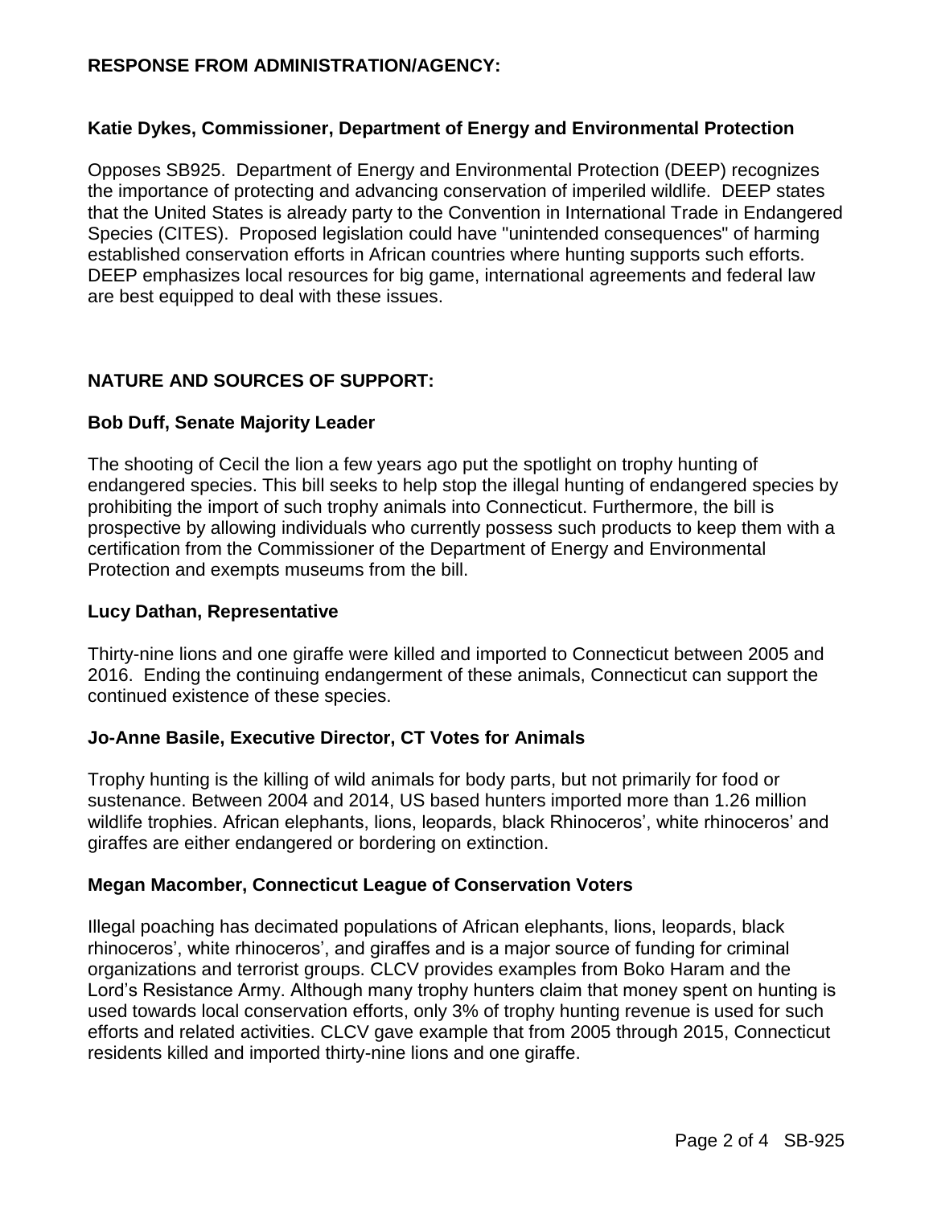## RESPONSE FROM ADMINISTRATION/AGENCY:

### Katie Dykes, Commissioner, Department of Energy and Environmental Protection

Opposes SB925. Department of Energy and Environmental Protection (DEEP) recognizes the importance of protecting and advancing conservation of imperiled wildlife. DEEP states that the United States is already party to the Convention in International Trade in Endangered Species (CITES). Proposed legislation could have "unintended consequences" of harming established conservation efforts in African countries where hunting supports such efforts. DEEP emphasizes local resources for big game, international agreements and federal law are best equipped to deal with these issues.

## NATURE AND SOURCES OF SUPPORT:

### Bob Duff, Senate Majority Leader

The shooting of Cecil the lion a few years ago put the spotlight on trophy hunting of endangered species. This bill seeks to help stop the illegal hunting of endangered species by prohibiting the import of such trophy animals into Connecticut. Furthermore, the bill is prospective by allowing individuals who currently possess such products to keep them with a certification from the Commissioner of the Department of Energy and Environmental Protection and exempts museums from the bill.

### Lucy Dathan, Representative

Thirty-nine lions and one giraffe were killed and imported to Connecticut between 2005 and 2016. Ending the continuing endangerment of these animals, Connecticut can support the continued existence of these species.

### Jo-Anne Basile, Executive Director, CT Votes for Animals

Trophy hunting is the killing of wild animals for body parts, but not primarily for food or sustenance. Between 2004 and 2014, US based hunters imported more than 1.26 million wildlife trophies. African elephants, lions, leopards, black Rhinoceros', white rhinoceros' and giraffes are either endangered or bordering on extinction.

### Megan Macomber, Connecticut League of Conservation Voters

Illegal poaching has decimated populations of African elephants, lions, leopards, black rhinoceros', white rhinoceros', and giraffes and is a major source of funding for criminal organizations and terrorist groups. CLCV provides examples from Boko Haram and the Lord's Resistance Army. Although many trophy hunters claim that money spent on hunting is used towards local conservation efforts, only 3% of trophy hunting revenue is used for such efforts and related activities. CLCV gave example that from 2005 through 2015, Connecticut residents killed and imported thirty-nine lions and one giraffe.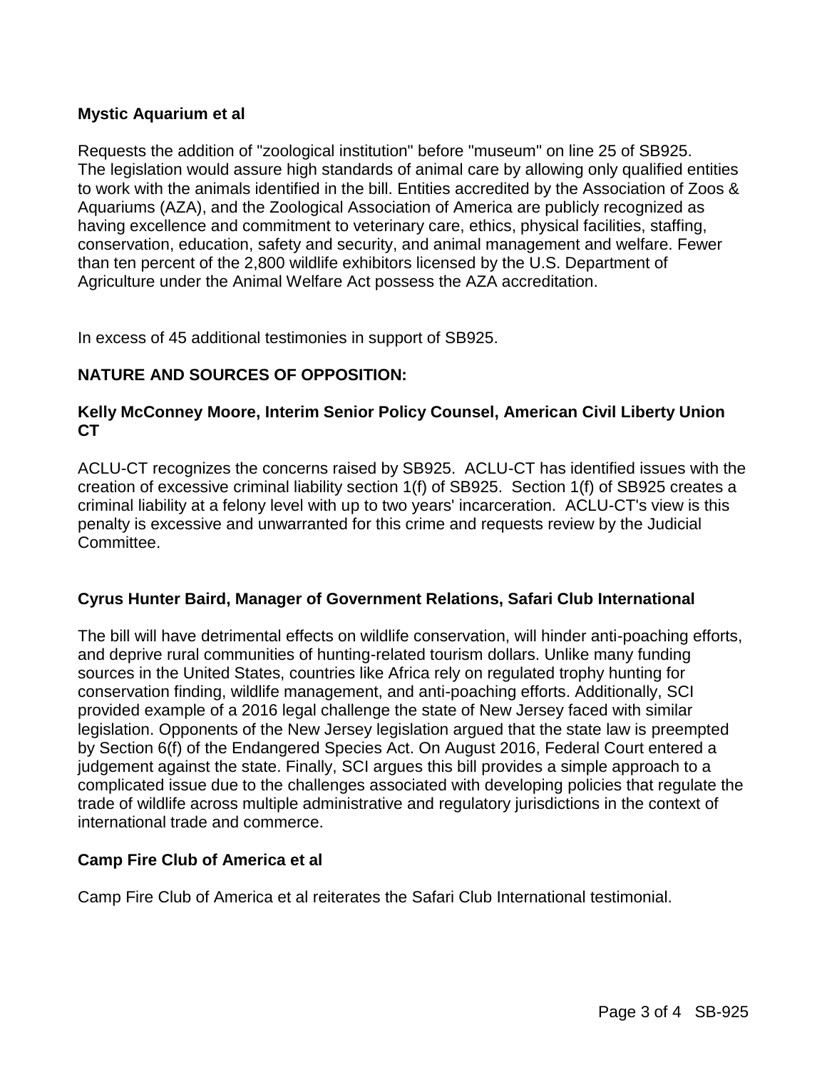**Mystic Aquarium et al**

Requests the addition of "zoological institution" before "museum" on line 25 of SB925. The legislation would assure high standards of animal care by allowing only qualified entities to work with the animals identified in the bill. Entities accredited by the Association of Zoos & Aquariums (AZA), and the Zoological Association of America are publicly recognized as having excellence and commitment to veterinary care, ethics, physical facilities, staffing, conservation, education, safety and security, and animal management and welfare. Fewer than ten percent of the 2,800 wildlife exhibitors licensed by the U.S. Department of Agriculture under the Animal Welfare Act possess the AZA accreditation.

In excess of 45 additional testimonies in support of SB925.

**NATURE AND SOURCES OF OPPOSITION:**

**Kelly McConney Moore, Interim Senior Policy Counsel, American Civil Liberty Union CT**

ACLU-CT recognizes the concerns raised by SB925. ACLU-CT has identified issues with the creation of excessive criminal liability section 1(f) of SB925. Section 1(f) of SB925 creates a criminal liability at a felony level with up to two years' incarceration. ACLU-CT's view is this penalty is excessive and unwarranted for this crime and requests review by the Judicial Committee.

**Cyrus Hunter Baird, Manager of Government Relations, Safari Club International**

The bill will have detrimental effects on wildlife conservation, will hinder anti-poaching efforts, and deprive rural communities of hunting-related tourism dollars. Unlike many funding sources in the United States, countries like Africa rely on regulated trophy hunting for conservation finding, wildlife management, and anti-poaching efforts. Additionally, SCI provided example of a 2016 legal challenge the state of New Jersey faced with similar legislation. Opponents of the New Jersey legislation argued that the state law is preempted by Section 6(f) of the Endangered Species Act. On August 2016, Federal Court entered a judgement against the state. Finally, SCI argues this bill provides a simple approach to a complicated issue due to the challenges associated with developing policies that regulate the trade of wildlife across multiple administrative and regulatory jurisdictions in the context of international trade and commerce.

**Camp Fire Club of America et al**

Camp Fire Club of America et al reiterates the Safari Club International testimonial.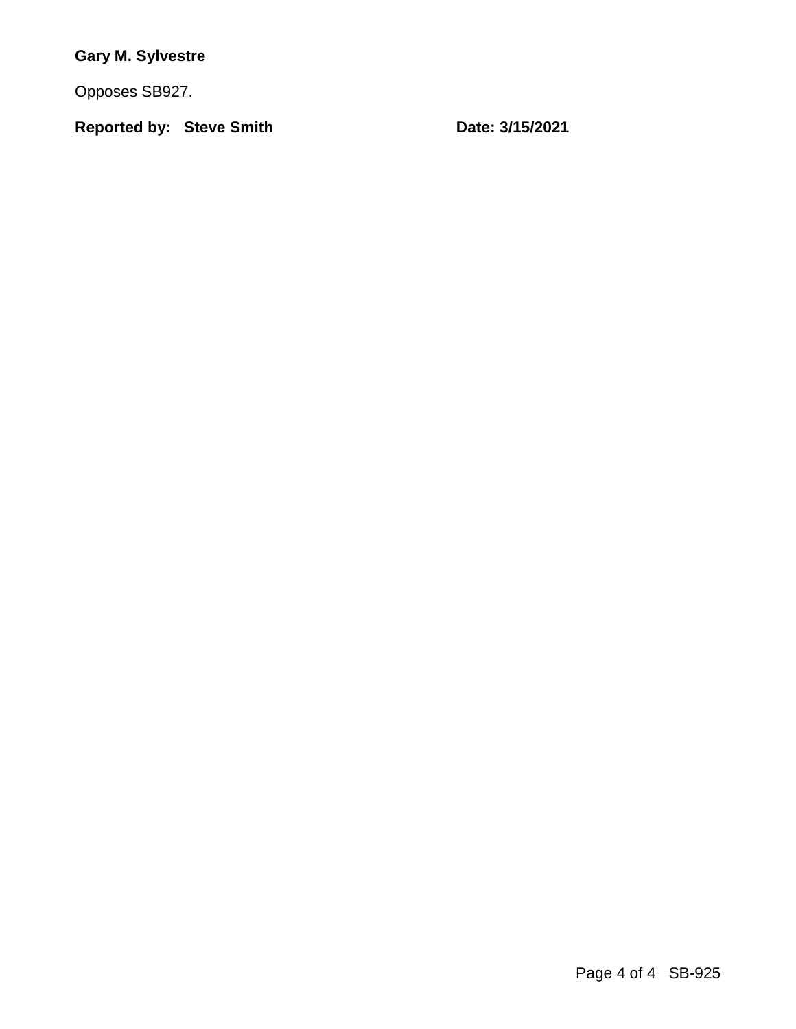**Gary M. Sylvestre**

Opposes SB927.

**Reported by: Steve Smith** **Date: 3/15/2021**